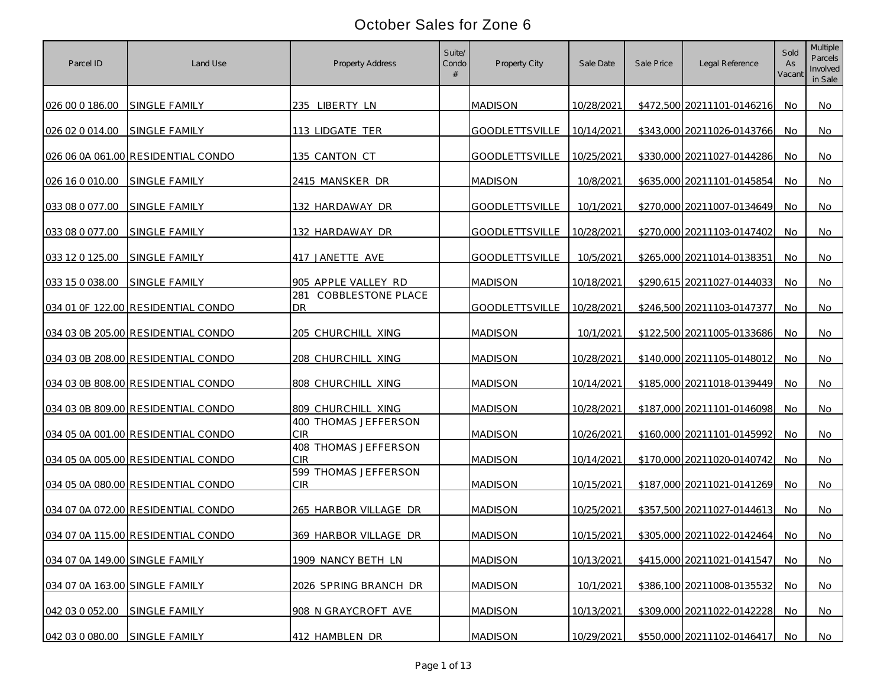# October Sales for Zone 6

| Parcel ID | Land Use | Property Address | Suite/ Condo # | Property City | Sale Date | Sale Price | Legal Reference | Sold As Vacant | Multiple Parcels Involved in Sale |
|---|---|---|---|---|---|---|---|---|---|
| 026 00 0 186.00 | SINGLE FAMILY | 235 LIBERTY LN | | MADISON | 10/28/2021 | $472,500 | 20211101-0146216 | No | No |
| 026 02 0 014.00 | SINGLE FAMILY | 113 LIDGATE TER | | GOODLETTSVILLE | 10/14/2021 | $343,000 | 20211026-0143766 | No | No |
| 026 06 0A 061.00 | RESIDENTIAL CONDO | 135 CANTON CT | | GOODLETTSVILLE | 10/25/2021 | $330,000 | 20211027-0144286 | No | No |
| 026 16 0 010.00 | SINGLE FAMILY | 2415 MANSKER DR | | MADISON | 10/8/2021 | $635,000 | 20211101-0145854 | No | No |
| 033 08 0 077.00 | SINGLE FAMILY | 132 HARDAWAY DR | | GOODLETTSVILLE | 10/1/2021 | $270,000 | 20211007-0134649 | No | No |
| 033 08 0 077.00 | SINGLE FAMILY | 132 HARDAWAY DR | | GOODLETTSVILLE | 10/28/2021 | $270,000 | 20211103-0147402 | No | No |
| 033 12 0 125.00 | SINGLE FAMILY | 417 JANETTE AVE | | GOODLETTSVILLE | 10/5/2021 | $265,000 | 20211014-0138351 | No | No |
| 033 15 0 038.00 | SINGLE FAMILY | 905 APPLE VALLEY RD | | MADISON | 10/18/2021 | $290,615 | 20211027-0144033 | No | No |
| 034 01 0F 122.00 | RESIDENTIAL CONDO | 281 COBBLESTONE PLACE DR | | GOODLETTSVILLE | 10/28/2021 | $246,500 | 20211103-0147377 | No | No |
| 034 03 0B 205.00 | RESIDENTIAL CONDO | 205 CHURCHILL XING | | MADISON | 10/1/2021 | $122,500 | 20211005-0133686 | No | No |
| 034 03 0B 208.00 | RESIDENTIAL CONDO | 208 CHURCHILL XING | | MADISON | 10/28/2021 | $140,000 | 20211105-0148012 | No | No |
| 034 03 0B 808.00 | RESIDENTIAL CONDO | 808 CHURCHILL XING | | MADISON | 10/14/2021 | $185,000 | 20211018-0139449 | No | No |
| 034 03 0B 809.00 | RESIDENTIAL CONDO | 809 CHURCHILL XING | | MADISON | 10/28/2021 | $187,000 | 20211101-0146098 | No | No |
| 034 05 0A 001.00 | RESIDENTIAL CONDO | 400 THOMAS JEFFERSON CIR | | MADISON | 10/26/2021 | $160,000 | 20211101-0145992 | No | No |
| 034 05 0A 005.00 | RESIDENTIAL CONDO | 408 THOMAS JEFFERSON CIR | | MADISON | 10/14/2021 | $170,000 | 20211020-0140742 | No | No |
| 034 05 0A 080.00 | RESIDENTIAL CONDO | 599 THOMAS JEFFERSON CIR | | MADISON | 10/15/2021 | $187,000 | 20211021-0141269 | No | No |
| 034 07 0A 072.00 | RESIDENTIAL CONDO | 265 HARBOR VILLAGE DR | | MADISON | 10/25/2021 | $357,500 | 20211027-0144613 | No | No |
| 034 07 0A 115.00 | RESIDENTIAL CONDO | 369 HARBOR VILLAGE DR | | MADISON | 10/15/2021 | $305,000 | 20211022-0142464 | No | No |
| 034 07 0A 149.00 | SINGLE FAMILY | 1909 NANCY BETH LN | | MADISON | 10/13/2021 | $415,000 | 20211021-0141547 | No | No |
| 034 07 0A 163.00 | SINGLE FAMILY | 2026 SPRING BRANCH DR | | MADISON | 10/1/2021 | $386,100 | 20211008-0135532 | No | No |
| 042 03 0 052.00 | SINGLE FAMILY | 908 N GRAYCROFT AVE | | MADISON | 10/13/2021 | $309,000 | 20211022-0142228 | No | No |
| 042 03 0 080.00 | SINGLE FAMILY | 412 HAMBLEN DR | | MADISON | 10/29/2021 | $550,000 | 20211102-0146417 | No | No |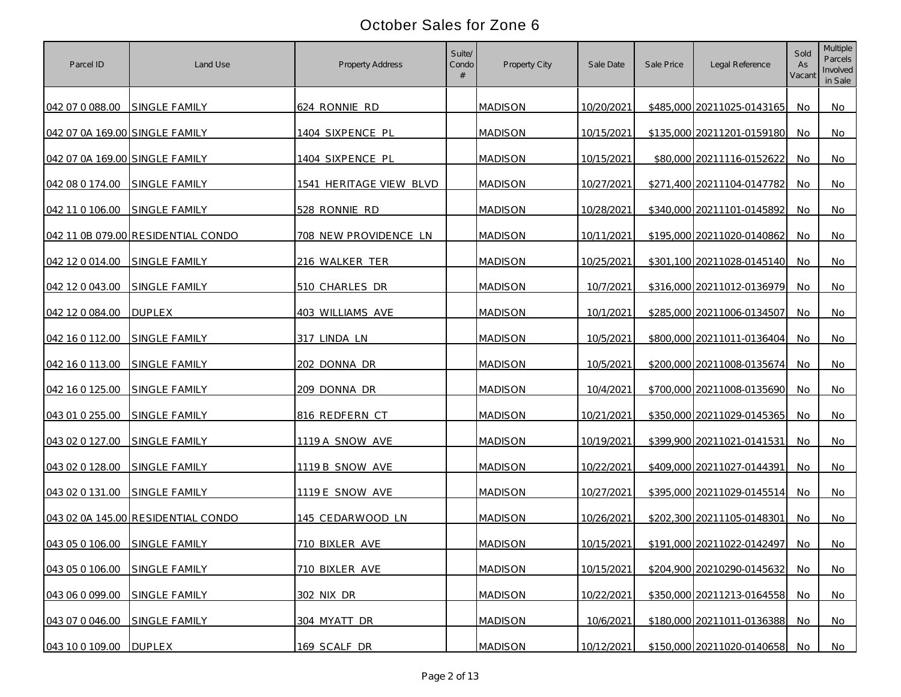# October Sales for Zone 6

| Parcel ID | Land Use | Property Address | Suite/ Condo # | Property City | Sale Date | Sale Price | Legal Reference | Sold As Vacant | Multiple Parcels Involved in Sale |
|---|---|---|---|---|---|---|---|---|---|
| 042 07 0 088.00 | SINGLE FAMILY | 624 RONNIE RD | | MADISON | 10/20/2021 | $485,000 | 20211025-0143165 | No | No |
| 042 07 0A 169.00 | SINGLE FAMILY | 1404 SIXPENCE PL | | MADISON | 10/15/2021 | $135,000 | 20211201-0159180 | No | No |
| 042 07 0A 169.00 | SINGLE FAMILY | 1404 SIXPENCE PL | | MADISON | 10/15/2021 | $80,000 | 20211116-0152622 | No | No |
| 042 08 0 174.00 | SINGLE FAMILY | 1541 HERITAGE VIEW BLVD | | MADISON | 10/27/2021 | $271,400 | 20211104-0147782 | No | No |
| 042 11 0 106.00 | SINGLE FAMILY | 528 RONNIE RD | | MADISON | 10/28/2021 | $340,000 | 20211101-0145892 | No | No |
| 042 11 0B 079.00 | RESIDENTIAL CONDO | 708 NEW PROVIDENCE LN | | MADISON | 10/11/2021 | $195,000 | 20211020-0140862 | No | No |
| 042 12 0 014.00 | SINGLE FAMILY | 216 WALKER TER | | MADISON | 10/25/2021 | $301,100 | 20211028-0145140 | No | No |
| 042 12 0 043.00 | SINGLE FAMILY | 510 CHARLES DR | | MADISON | 10/7/2021 | $316,000 | 20211012-0136979 | No | No |
| 042 12 0 084.00 | DUPLEX | 403 WILLIAMS AVE | | MADISON | 10/1/2021 | $285,000 | 20211006-0134507 | No | No |
| 042 16 0 112.00 | SINGLE FAMILY | 317 LINDA LN | | MADISON | 10/5/2021 | $800,000 | 20211011-0136404 | No | No |
| 042 16 0 113.00 | SINGLE FAMILY | 202 DONNA DR | | MADISON | 10/5/2021 | $200,000 | 20211008-0135674 | No | No |
| 042 16 0 125.00 | SINGLE FAMILY | 209 DONNA DR | | MADISON | 10/4/2021 | $700,000 | 20211008-0135690 | No | No |
| 043 01 0 255.00 | SINGLE FAMILY | 816 REDFERN CT | | MADISON | 10/21/2021 | $350,000 | 20211029-0145365 | No | No |
| 043 02 0 127.00 | SINGLE FAMILY | 1119 A SNOW AVE | | MADISON | 10/19/2021 | $399,900 | 20211021-0141531 | No | No |
| 043 02 0 128.00 | SINGLE FAMILY | 1119 B SNOW AVE | | MADISON | 10/22/2021 | $409,000 | 20211027-0144391 | No | No |
| 043 02 0 131.00 | SINGLE FAMILY | 1119 E SNOW AVE | | MADISON | 10/27/2021 | $395,000 | 20211029-0145514 | No | No |
| 043 02 0A 145.00 | RESIDENTIAL CONDO | 145 CEDARWOOD LN | | MADISON | 10/26/2021 | $202,300 | 20211105-0148301 | No | No |
| 043 05 0 106.00 | SINGLE FAMILY | 710 BIXLER AVE | | MADISON | 10/15/2021 | $191,000 | 20211022-0142497 | No | No |
| 043 05 0 106.00 | SINGLE FAMILY | 710 BIXLER AVE | | MADISON | 10/15/2021 | $204,900 | 20210290-0145632 | No | No |
| 043 06 0 099.00 | SINGLE FAMILY | 302 NIX DR | | MADISON | 10/22/2021 | $350,000 | 20211213-0164558 | No | No |
| 043 07 0 046.00 | SINGLE FAMILY | 304 MYATT DR | | MADISON | 10/6/2021 | $180,000 | 20211011-0136388 | No | No |
| 043 10 0 109.00 | DUPLEX | 169 SCALF DR | | MADISON | 10/12/2021 | $150,000 | 20211020-0140658 | No | No |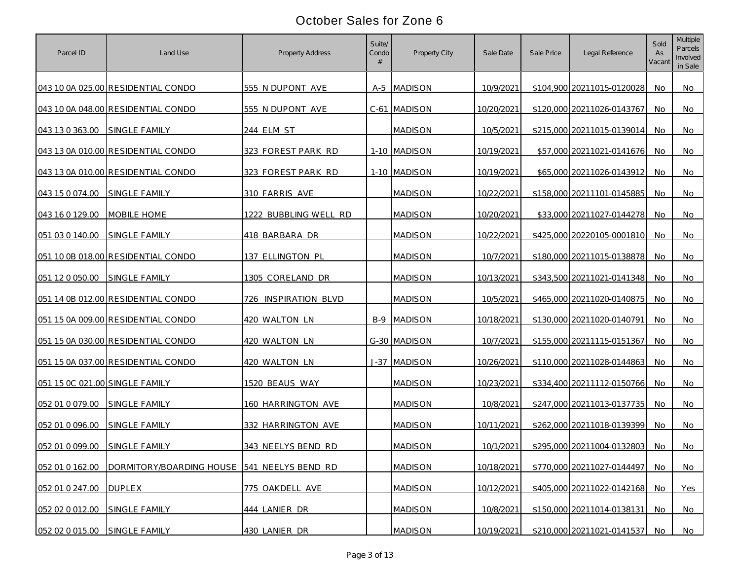# October Sales for Zone 6

| Parcel ID | Land Use | Property Address | Suite/ Condo # | Property City | Sale Date | Sale Price | Legal Reference | Sold As Vacant | Multiple Parcels Involved in Sale |
|---|---|---|---|---|---|---|---|---|---|
| 043 10 0A 025.00 | RESIDENTIAL CONDO | 555 N DUPONT AVE | A-5 | MADISON | 10/9/2021 | $104,900 | 20211015-0120028 | No | No |
| 043 10 0A 048.00 | RESIDENTIAL CONDO | 555 N DUPONT AVE | C-61 | MADISON | 10/20/2021 | $120,000 | 20211026-0143767 | No | No |
| 043 13 0 363.00 | SINGLE FAMILY | 244 ELM ST | | MADISON | 10/5/2021 | $215,000 | 20211015-0139014 | No | No |
| 043 13 0A 010.00 | RESIDENTIAL CONDO | 323 FOREST PARK RD | 1-10 | MADISON | 10/19/2021 | $57,000 | 20211021-0141676 | No | No |
| 043 13 0A 010.00 | RESIDENTIAL CONDO | 323 FOREST PARK RD | 1-10 | MADISON | 10/19/2021 | $65,000 | 20211026-0143912 | No | No |
| 043 15 0 074.00 | SINGLE FAMILY | 310 FARRIS AVE | | MADISON | 10/22/2021 | $158,000 | 20211101-0145885 | No | No |
| 043 16 0 129.00 | MOBILE HOME | 1222 BUBBLING WELL RD | | MADISON | 10/20/2021 | $33,000 | 20211027-0144278 | No | No |
| 051 03 0 140.00 | SINGLE FAMILY | 418 BARBARA DR | | MADISON | 10/22/2021 | $425,000 | 20220105-0001810 | No | No |
| 051 10 0B 018.00 | RESIDENTIAL CONDO | 137 ELLINGTON PL | | MADISON | 10/7/2021 | $180,000 | 20211015-0138878 | No | No |
| 051 12 0 050.00 | SINGLE FAMILY | 1305 CORELAND DR | | MADISON | 10/13/2021 | $343,500 | 20211021-0141348 | No | No |
| 051 14 0B 012.00 | RESIDENTIAL CONDO | 726 INSPIRATION BLVD | | MADISON | 10/5/2021 | $465,000 | 20211020-0140875 | No | No |
| 051 15 0A 009.00 | RESIDENTIAL CONDO | 420 WALTON LN | B-9 | MADISON | 10/18/2021 | $130,000 | 20211020-0140791 | No | No |
| 051 15 0A 030.00 | RESIDENTIAL CONDO | 420 WALTON LN | G-30 | MADISON | 10/7/2021 | $155,000 | 20211115-0151367 | No | No |
| 051 15 0A 037.00 | RESIDENTIAL CONDO | 420 WALTON LN | J-37 | MADISON | 10/26/2021 | $110,000 | 20211028-0144863 | No | No |
| 051 15 0C 021.00 | SINGLE FAMILY | 1520 BEAUS WAY | | MADISON | 10/23/2021 | $334,400 | 20211112-0150766 | No | No |
| 052 01 0 079.00 | SINGLE FAMILY | 160 HARRINGTON AVE | | MADISON | 10/8/2021 | $247,000 | 20211013-0137735 | No | No |
| 052 01 0 096.00 | SINGLE FAMILY | 332 HARRINGTON AVE | | MADISON | 10/11/2021 | $262,000 | 20211018-0139399 | No | No |
| 052 01 0 099.00 | SINGLE FAMILY | 343 NEELYS BEND RD | | MADISON | 10/1/2021 | $295,000 | 20211004-0132803 | No | No |
| 052 01 0 162.00 | DORMITORY/BOARDING HOUSE | 541 NEELYS BEND RD | | MADISON | 10/18/2021 | $770,000 | 20211027-0144497 | No | No |
| 052 01 0 247.00 | DUPLEX | 775 OAKDELL AVE | | MADISON | 10/12/2021 | $405,000 | 20211022-0142168 | No | Yes |
| 052 02 0 012.00 | SINGLE FAMILY | 444 LANIER DR | | MADISON | 10/8/2021 | $150,000 | 20211014-0138131 | No | No |
| 052 02 0 015.00 | SINGLE FAMILY | 430 LANIER DR | | MADISON | 10/19/2021 | $210,000 | 20211021-0141537 | No | No |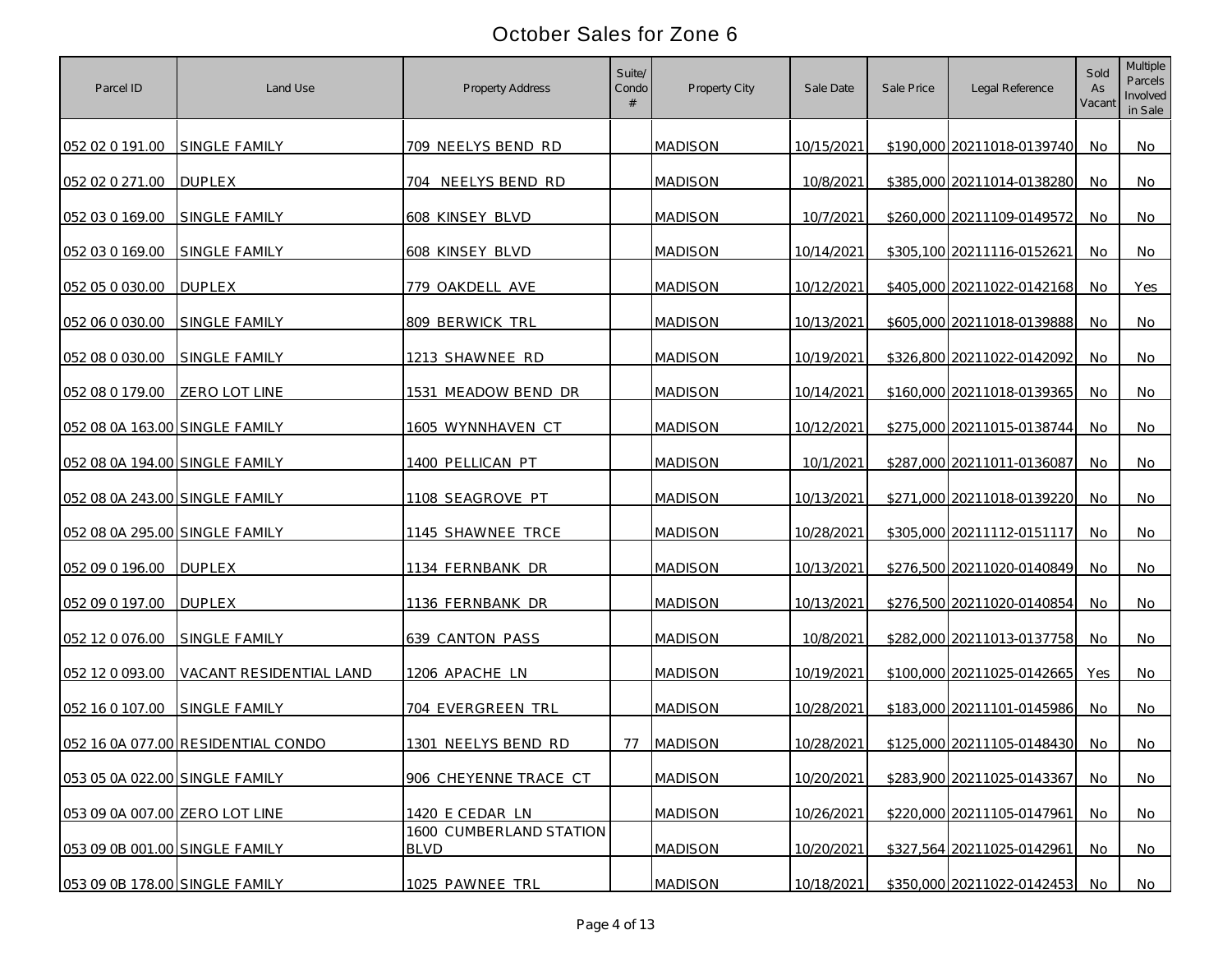# October Sales for Zone 6

| Parcel ID | Land Use | Property Address | Suite/ Condo # | Property City | Sale Date | Sale Price | Legal Reference | Sold As Vacant | Multiple Parcels Involved in Sale |
|---|---|---|---|---|---|---|---|---|---|
| 052 02 0 191.00 | SINGLE FAMILY | 709 NEELYS BEND RD | | MADISON | 10/15/2021 | $190,000 | 20211018-0139740 | No | No |
| 052 02 0 271.00 | DUPLEX | 704 NEELYS BEND RD | | MADISON | 10/8/2021 | $385,000 | 20211014-0138280 | No | No |
| 052 03 0 169.00 | SINGLE FAMILY | 608 KINSEY BLVD | | MADISON | 10/7/2021 | $260,000 | 20211109-0149572 | No | No |
| 052 03 0 169.00 | SINGLE FAMILY | 608 KINSEY BLVD | | MADISON | 10/14/2021 | $305,100 | 20211116-0152621 | No | No |
| 052 05 0 030.00 | DUPLEX | 779 OAKDELL AVE | | MADISON | 10/12/2021 | $405,000 | 20211022-0142168 | No | Yes |
| 052 06 0 030.00 | SINGLE FAMILY | 809 BERWICK TRL | | MADISON | 10/13/2021 | $605,000 | 20211018-0139888 | No | No |
| 052 08 0 030.00 | SINGLE FAMILY | 1213 SHAWNEE RD | | MADISON | 10/19/2021 | $326,800 | 20211022-0142092 | No | No |
| 052 08 0 179.00 | ZERO LOT LINE | 1531 MEADOW BEND DR | | MADISON | 10/14/2021 | $160,000 | 20211018-0139365 | No | No |
| 052 08 0A 163.00 | SINGLE FAMILY | 1605 WYNNHAVEN CT | | MADISON | 10/12/2021 | $275,000 | 20211015-0138744 | No | No |
| 052 08 0A 194.00 | SINGLE FAMILY | 1400 PELLICAN PT | | MADISON | 10/1/2021 | $287,000 | 20211011-0136087 | No | No |
| 052 08 0A 243.00 | SINGLE FAMILY | 1108 SEAGROVE PT | | MADISON | 10/13/2021 | $271,000 | 20211018-0139220 | No | No |
| 052 08 0A 295.00 | SINGLE FAMILY | 1145 SHAWNEE TRCE | | MADISON | 10/28/2021 | $305,000 | 20211112-0151117 | No | No |
| 052 09 0 196.00 | DUPLEX | 1134 FERNBANK DR | | MADISON | 10/13/2021 | $276,500 | 20211020-0140849 | No | No |
| 052 09 0 197.00 | DUPLEX | 1136 FERNBANK DR | | MADISON | 10/13/2021 | $276,500 | 20211020-0140854 | No | No |
| 052 12 0 076.00 | SINGLE FAMILY | 639 CANTON PASS | | MADISON | 10/8/2021 | $282,000 | 20211013-0137758 | No | No |
| 052 12 0 093.00 | VACANT RESIDENTIAL LAND | 1206 APACHE LN | | MADISON | 10/19/2021 | $100,000 | 20211025-0142665 | Yes | No |
| 052 16 0 107.00 | SINGLE FAMILY | 704 EVERGREEN TRL | | MADISON | 10/28/2021 | $183,000 | 20211101-0145986 | No | No |
| 052 16 0A 077.00 | RESIDENTIAL CONDO | 1301 NEELYS BEND RD | 77 | MADISON | 10/28/2021 | $125,000 | 20211105-0148430 | No | No |
| 053 05 0A 022.00 | SINGLE FAMILY | 906 CHEYENNE TRACE CT | | MADISON | 10/20/2021 | $283,900 | 20211025-0143367 | No | No |
| 053 09 0A 007.00 | ZERO LOT LINE | 1420 E CEDAR LN | | MADISON | 10/26/2021 | $220,000 | 20211105-0147961 | No | No |
| 053 09 0B 001.00 | SINGLE FAMILY | 1600 CUMBERLAND STATION BLVD | | MADISON | 10/20/2021 | $327,564 | 20211025-0142961 | No | No |
| 053 09 0B 178.00 | SINGLE FAMILY | 1025 PAWNEE TRL | | MADISON | 10/18/2021 | $350,000 | 20211022-0142453 | No | No |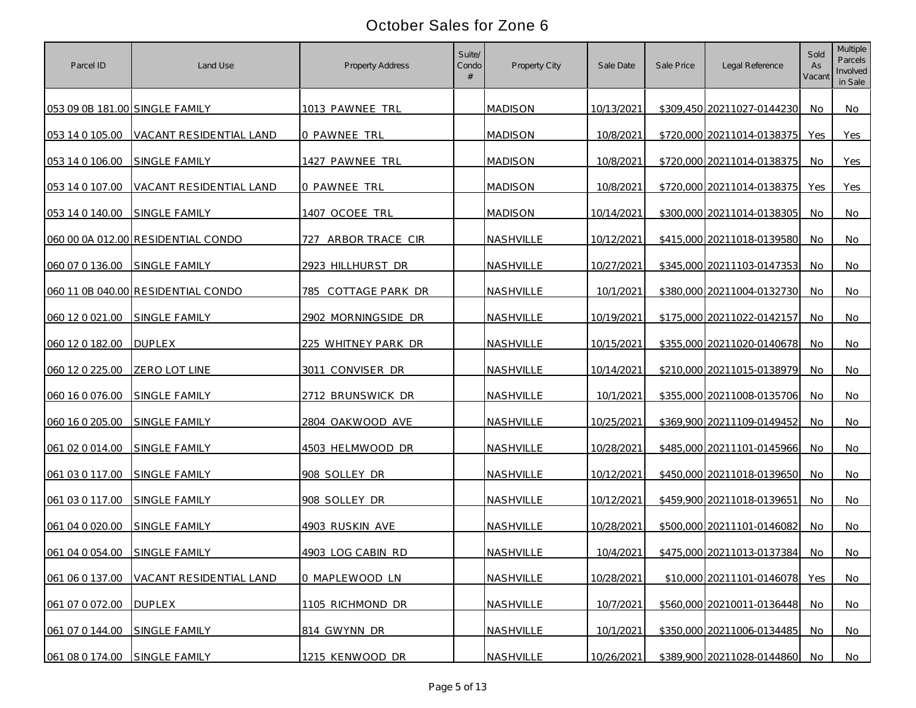# October Sales for Zone 6

| Parcel ID | Land Use | Property Address | Suite/ Condo # | Property City | Sale Date | Sale Price | Legal Reference | Sold As Vacant | Multiple Parcels Involved in Sale |
|---|---|---|---|---|---|---|---|---|---|
| 053 09 0B 181.00 | SINGLE FAMILY | 1013 PAWNEE TRL | | MADISON | 10/13/2021 | $309,450 | 20211027-0144230 | No | No |
| 053 14 0 105.00 | VACANT RESIDENTIAL LAND | 0 PAWNEE TRL | | MADISON | 10/8/2021 | $720,000 | 20211014-0138375 | Yes | Yes |
| 053 14 0 106.00 | SINGLE FAMILY | 1427 PAWNEE TRL | | MADISON | 10/8/2021 | $720,000 | 20211014-0138375 | No | Yes |
| 053 14 0 107.00 | VACANT RESIDENTIAL LAND | 0 PAWNEE TRL | | MADISON | 10/8/2021 | $720,000 | 20211014-0138375 | Yes | Yes |
| 053 14 0 140.00 | SINGLE FAMILY | 1407 OCOEE TRL | | MADISON | 10/14/2021 | $300,000 | 20211014-0138305 | No | No |
| 060 00 0A 012.00 | RESIDENTIAL CONDO | 727 ARBOR TRACE CIR | | NASHVILLE | 10/12/2021 | $415,000 | 20211018-0139580 | No | No |
| 060 07 0 136.00 | SINGLE FAMILY | 2923 HILLHURST DR | | NASHVILLE | 10/27/2021 | $345,000 | 20211103-0147353 | No | No |
| 060 11 0B 040.00 | RESIDENTIAL CONDO | 785 COTTAGE PARK DR | | NASHVILLE | 10/1/2021 | $380,000 | 20211004-0132730 | No | No |
| 060 12 0 021.00 | SINGLE FAMILY | 2902 MORNINGSIDE DR | | NASHVILLE | 10/19/2021 | $175,000 | 20211022-0142157 | No | No |
| 060 12 0 182.00 | DUPLEX | 225 WHITNEY PARK DR | | NASHVILLE | 10/15/2021 | $355,000 | 20211020-0140678 | No | No |
| 060 12 0 225.00 | ZERO LOT LINE | 3011 CONVISER DR | | NASHVILLE | 10/14/2021 | $210,000 | 20211015-0138979 | No | No |
| 060 16 0 076.00 | SINGLE FAMILY | 2712 BRUNSWICK DR | | NASHVILLE | 10/1/2021 | $355,000 | 20211008-0135706 | No | No |
| 060 16 0 205.00 | SINGLE FAMILY | 2804 OAKWOOD AVE | | NASHVILLE | 10/25/2021 | $369,900 | 20211109-0149452 | No | No |
| 061 02 0 014.00 | SINGLE FAMILY | 4503 HELMWOOD DR | | NASHVILLE | 10/28/2021 | $485,000 | 20211101-0145966 | No | No |
| 061 03 0 117.00 | SINGLE FAMILY | 908 SOLLEY DR | | NASHVILLE | 10/12/2021 | $450,000 | 20211018-0139650 | No | No |
| 061 03 0 117.00 | SINGLE FAMILY | 908 SOLLEY DR | | NASHVILLE | 10/12/2021 | $459,900 | 20211018-0139651 | No | No |
| 061 04 0 020.00 | SINGLE FAMILY | 4903 RUSKIN AVE | | NASHVILLE | 10/28/2021 | $500,000 | 20211101-0146082 | No | No |
| 061 04 0 054.00 | SINGLE FAMILY | 4903 LOG CABIN RD | | NASHVILLE | 10/4/2021 | $475,000 | 20211013-0137384 | No | No |
| 061 06 0 137.00 | VACANT RESIDENTIAL LAND | 0 MAPLEWOOD LN | | NASHVILLE | 10/28/2021 | $10,000 | 20211101-0146078 | Yes | No |
| 061 07 0 072.00 | DUPLEX | 1105 RICHMOND DR | | NASHVILLE | 10/7/2021 | $560,000 | 20210011-0136448 | No | No |
| 061 07 0 144.00 | SINGLE FAMILY | 814 GWYNN DR | | NASHVILLE | 10/1/2021 | $350,000 | 20211006-0134485 | No | No |
| 061 08 0 174.00 | SINGLE FAMILY | 1215 KENWOOD DR | | NASHVILLE | 10/26/2021 | $389,900 | 20211028-0144860 | No | No |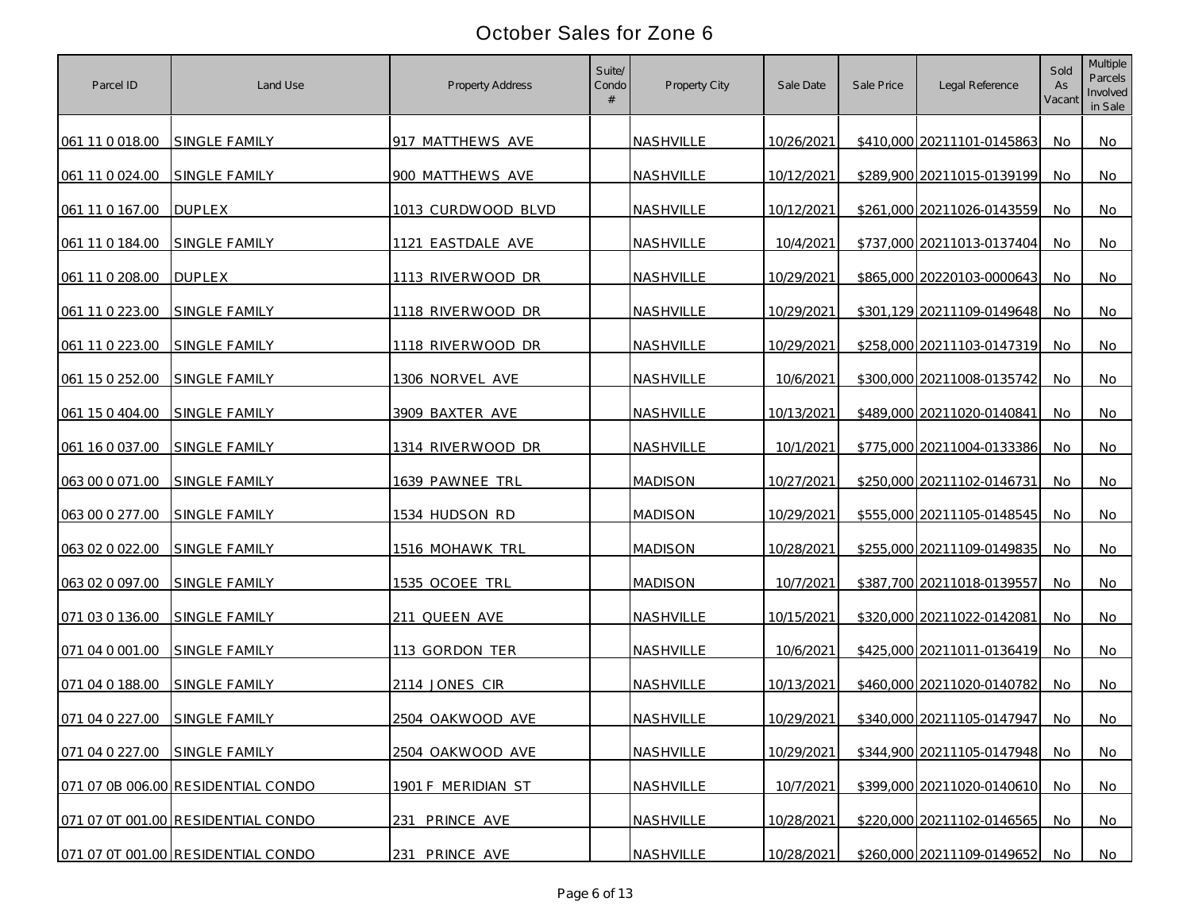# October Sales for Zone 6

| Parcel ID | Land Use | Property Address | Suite/ Condo # | Property City | Sale Date | Sale Price | Legal Reference | Sold As Vacant | Multiple Parcels Involved in Sale |
|---|---|---|---|---|---|---|---|---|---|
| 061 11 0 018.00 | SINGLE FAMILY | 917 MATTHEWS AVE | | NASHVILLE | 10/26/2021 | $410,000 | 20211101-0145863 | No | No |
| 061 11 0 024.00 | SINGLE FAMILY | 900 MATTHEWS AVE | | NASHVILLE | 10/12/2021 | $289,900 | 20211015-0139199 | No | No |
| 061 11 0 167.00 | DUPLEX | 1013 CURDWOOD BLVD | | NASHVILLE | 10/12/2021 | $261,000 | 20211026-0143559 | No | No |
| 061 11 0 184.00 | SINGLE FAMILY | 1121 EASTDALE AVE | | NASHVILLE | 10/4/2021 | $737,000 | 20211013-0137404 | No | No |
| 061 11 0 208.00 | DUPLEX | 1113 RIVERWOOD DR | | NASHVILLE | 10/29/2021 | $865,000 | 20220103-0000643 | No | No |
| 061 11 0 223.00 | SINGLE FAMILY | 1118 RIVERWOOD DR | | NASHVILLE | 10/29/2021 | $301,129 | 20211109-0149648 | No | No |
| 061 11 0 223.00 | SINGLE FAMILY | 1118 RIVERWOOD DR | | NASHVILLE | 10/29/2021 | $258,000 | 20211103-0147319 | No | No |
| 061 15 0 252.00 | SINGLE FAMILY | 1306 NORVEL AVE | | NASHVILLE | 10/6/2021 | $300,000 | 20211008-0135742 | No | No |
| 061 15 0 404.00 | SINGLE FAMILY | 3909 BAXTER AVE | | NASHVILLE | 10/13/2021 | $489,000 | 20211020-0140841 | No | No |
| 061 16 0 037.00 | SINGLE FAMILY | 1314 RIVERWOOD DR | | NASHVILLE | 10/1/2021 | $775,000 | 20211004-0133386 | No | No |
| 063 00 0 071.00 | SINGLE FAMILY | 1639 PAWNEE TRL | | MADISON | 10/27/2021 | $250,000 | 20211102-0146731 | No | No |
| 063 00 0 277.00 | SINGLE FAMILY | 1534 HUDSON RD | | MADISON | 10/29/2021 | $555,000 | 20211105-0148545 | No | No |
| 063 02 0 022.00 | SINGLE FAMILY | 1516 MOHAWK TRL | | MADISON | 10/28/2021 | $255,000 | 20211109-0149835 | No | No |
| 063 02 0 097.00 | SINGLE FAMILY | 1535 OCOEE TRL | | MADISON | 10/7/2021 | $387,700 | 20211018-0139557 | No | No |
| 071 03 0 136.00 | SINGLE FAMILY | 211 QUEEN AVE | | NASHVILLE | 10/15/2021 | $320,000 | 20211022-0142081 | No | No |
| 071 04 0 001.00 | SINGLE FAMILY | 113 GORDON TER | | NASHVILLE | 10/6/2021 | $425,000 | 20211011-0136419 | No | No |
| 071 04 0 188.00 | SINGLE FAMILY | 2114 JONES CIR | | NASHVILLE | 10/13/2021 | $460,000 | 20211020-0140782 | No | No |
| 071 04 0 227.00 | SINGLE FAMILY | 2504 OAKWOOD AVE | | NASHVILLE | 10/29/2021 | $340,000 | 20211105-0147947 | No | No |
| 071 04 0 227.00 | SINGLE FAMILY | 2504 OAKWOOD AVE | | NASHVILLE | 10/29/2021 | $344,900 | 20211105-0147948 | No | No |
| 071 07 0B 006.00 | RESIDENTIAL CONDO | 1901 F MERIDIAN ST | | NASHVILLE | 10/7/2021 | $399,000 | 20211020-0140610 | No | No |
| 071 07 0T 001.00 | RESIDENTIAL CONDO | 231 PRINCE AVE | | NASHVILLE | 10/28/2021 | $220,000 | 20211102-0146565 | No | No |
| 071 07 0T 001.00 | RESIDENTIAL CONDO | 231 PRINCE AVE | | NASHVILLE | 10/28/2021 | $260,000 | 20211109-0149652 | No | No |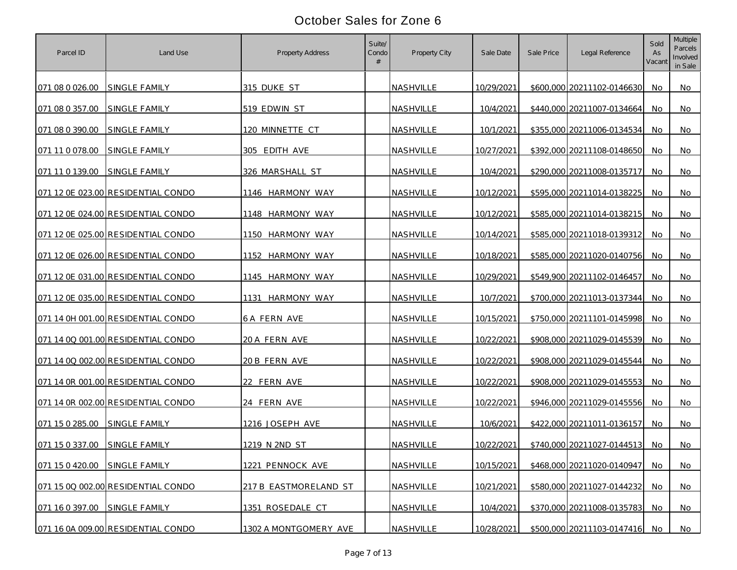# October Sales for Zone 6

| Parcel ID | Land Use | Property Address | Suite/ Condo # | Property City | Sale Date | Sale Price | Legal Reference | Sold As Vacant | Multiple Parcels Involved in Sale |
|---|---|---|---|---|---|---|---|---|---|
| 071 08 0 026.00 | SINGLE FAMILY | 315 DUKE ST | | NASHVILLE | 10/29/2021 | $600,000 | 20211102-0146630 | No | No |
| 071 08 0 357.00 | SINGLE FAMILY | 519 EDWIN ST | | NASHVILLE | 10/4/2021 | $440,000 | 20211007-0134664 | No | No |
| 071 08 0 390.00 | SINGLE FAMILY | 120 MINNETTE CT | | NASHVILLE | 10/1/2021 | $355,000 | 20211006-0134534 | No | No |
| 071 11 0 078.00 | SINGLE FAMILY | 305 EDITH AVE | | NASHVILLE | 10/27/2021 | $392,000 | 20211108-0148650 | No | No |
| 071 11 0 139.00 | SINGLE FAMILY | 326 MARSHALL ST | | NASHVILLE | 10/4/2021 | $290,000 | 20211008-0135717 | No | No |
| 071 12 0E 023.00 | RESIDENTIAL CONDO | 1146 HARMONY WAY | | NASHVILLE | 10/12/2021 | $595,000 | 20211014-0138225 | No | No |
| 071 12 0E 024.00 | RESIDENTIAL CONDO | 1148 HARMONY WAY | | NASHVILLE | 10/12/2021 | $585,000 | 20211014-0138215 | No | No |
| 071 12 0E 025.00 | RESIDENTIAL CONDO | 1150 HARMONY WAY | | NASHVILLE | 10/14/2021 | $585,000 | 20211018-0139312 | No | No |
| 071 12 0E 026.00 | RESIDENTIAL CONDO | 1152 HARMONY WAY | | NASHVILLE | 10/18/2021 | $585,000 | 20211020-0140756 | No | No |
| 071 12 0E 031.00 | RESIDENTIAL CONDO | 1145 HARMONY WAY | | NASHVILLE | 10/29/2021 | $549,900 | 20211102-0146457 | No | No |
| 071 12 0E 035.00 | RESIDENTIAL CONDO | 1131 HARMONY WAY | | NASHVILLE | 10/7/2021 | $700,000 | 20211013-0137344 | No | No |
| 071 14 0H 001.00 | RESIDENTIAL CONDO | 6 A FERN AVE | | NASHVILLE | 10/15/2021 | $750,000 | 20211101-0145998 | No | No |
| 071 14 0Q 001.00 | RESIDENTIAL CONDO | 20 A FERN AVE | | NASHVILLE | 10/22/2021 | $908,000 | 20211029-0145539 | No | No |
| 071 14 0Q 002.00 | RESIDENTIAL CONDO | 20 B FERN AVE | | NASHVILLE | 10/22/2021 | $908,000 | 20211029-0145544 | No | No |
| 071 14 0R 001.00 | RESIDENTIAL CONDO | 22 FERN AVE | | NASHVILLE | 10/22/2021 | $908,000 | 20211029-0145553 | No | No |
| 071 14 0R 002.00 | RESIDENTIAL CONDO | 24 FERN AVE | | NASHVILLE | 10/22/2021 | $946,000 | 20211029-0145556 | No | No |
| 071 15 0 285.00 | SINGLE FAMILY | 1216 JOSEPH AVE | | NASHVILLE | 10/6/2021 | $422,000 | 20211011-0136157 | No | No |
| 071 15 0 337.00 | SINGLE FAMILY | 1219 N 2ND ST | | NASHVILLE | 10/22/2021 | $740,000 | 20211027-0144513 | No | No |
| 071 15 0 420.00 | SINGLE FAMILY | 1221 PENNOCK AVE | | NASHVILLE | 10/15/2021 | $468,000 | 20211020-0140947 | No | No |
| 071 15 0Q 002.00 | RESIDENTIAL CONDO | 217 B EASTMORELAND ST | | NASHVILLE | 10/21/2021 | $580,000 | 20211027-0144232 | No | No |
| 071 16 0 397.00 | SINGLE FAMILY | 1351 ROSEDALE CT | | NASHVILLE | 10/4/2021 | $370,000 | 20211008-0135783 | No | No |
| 071 16 0A 009.00 | RESIDENTIAL CONDO | 1302 A MONTGOMERY AVE | | NASHVILLE | 10/28/2021 | $500,000 | 20211103-0147416 | No | No |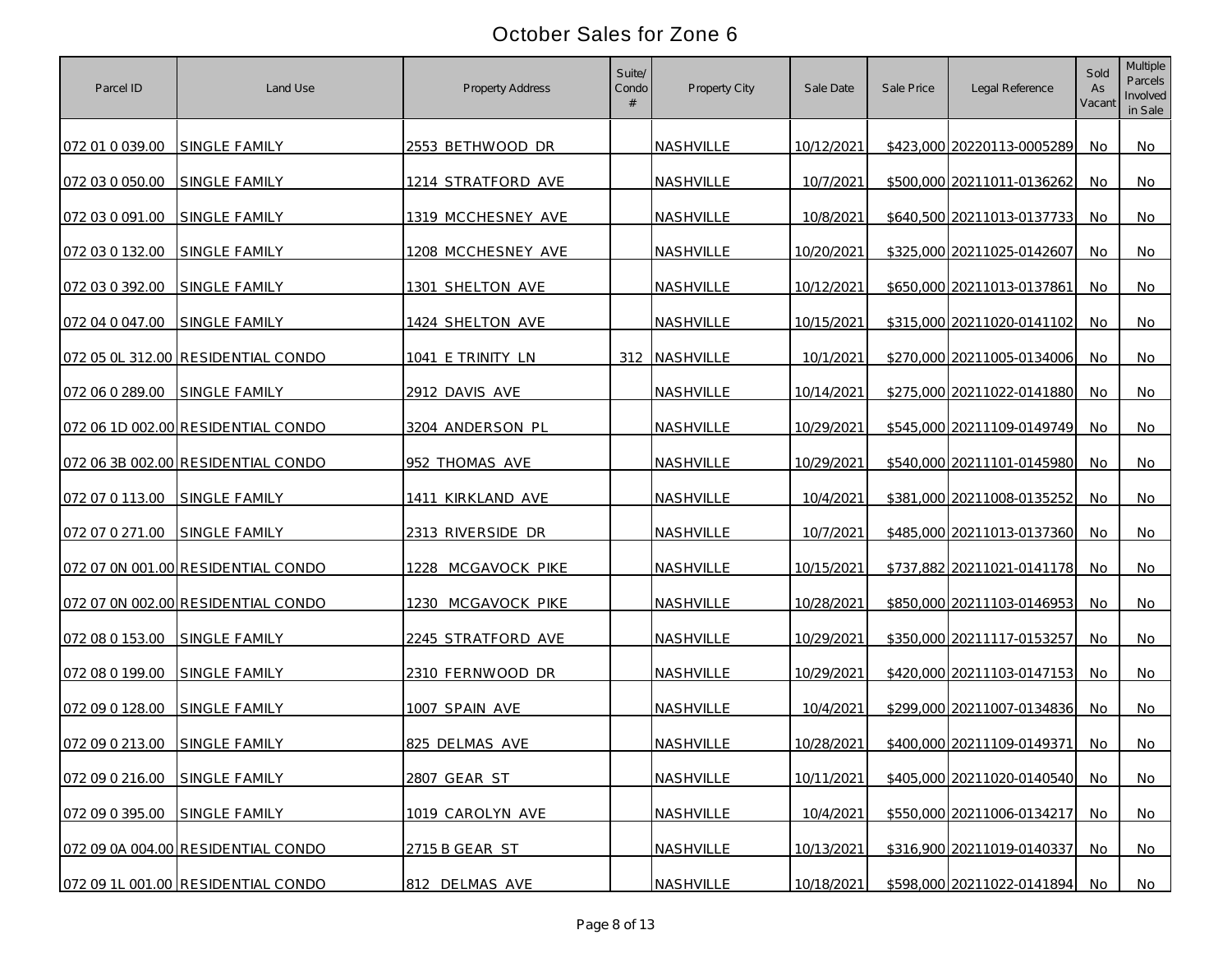# October Sales for Zone 6

| Parcel ID | Land Use | Property Address | Suite/ Condo # | Property City | Sale Date | Sale Price | Legal Reference | Sold As Vacant | Multiple Parcels Involved in Sale |
|---|---|---|---|---|---|---|---|---|---|
| 072 01 0 039.00 | SINGLE FAMILY | 2553 BETHWOOD DR | | NASHVILLE | 10/12/2021 | $423,000 | 20220113-0005289 | No | No |
| 072 03 0 050.00 | SINGLE FAMILY | 1214 STRATFORD AVE | | NASHVILLE | 10/7/2021 | $500,000 | 20211011-0136262 | No | No |
| 072 03 0 091.00 | SINGLE FAMILY | 1319 MCCHESNEY AVE | | NASHVILLE | 10/8/2021 | $640,500 | 20211013-0137733 | No | No |
| 072 03 0 132.00 | SINGLE FAMILY | 1208 MCCHESNEY AVE | | NASHVILLE | 10/20/2021 | $325,000 | 20211025-0142607 | No | No |
| 072 03 0 392.00 | SINGLE FAMILY | 1301 SHELTON AVE | | NASHVILLE | 10/12/2021 | $650,000 | 20211013-0137861 | No | No |
| 072 04 0 047.00 | SINGLE FAMILY | 1424 SHELTON AVE | | NASHVILLE | 10/15/2021 | $315,000 | 20211020-0141102 | No | No |
| 072 05 0L 312.00 | RESIDENTIAL CONDO | 1041 E TRINITY LN | 312 | NASHVILLE | 10/1/2021 | $270,000 | 20211005-0134006 | No | No |
| 072 06 0 289.00 | SINGLE FAMILY | 2912 DAVIS AVE | | NASHVILLE | 10/14/2021 | $275,000 | 20211022-0141880 | No | No |
| 072 06 1D 002.00 | RESIDENTIAL CONDO | 3204 ANDERSON PL | | NASHVILLE | 10/29/2021 | $545,000 | 20211109-0149749 | No | No |
| 072 06 3B 002.00 | RESIDENTIAL CONDO | 952 THOMAS AVE | | NASHVILLE | 10/29/2021 | $540,000 | 20211101-0145980 | No | No |
| 072 07 0 113.00 | SINGLE FAMILY | 1411 KIRKLAND AVE | | NASHVILLE | 10/4/2021 | $381,000 | 20211008-0135252 | No | No |
| 072 07 0 271.00 | SINGLE FAMILY | 2313 RIVERSIDE DR | | NASHVILLE | 10/7/2021 | $485,000 | 20211013-0137360 | No | No |
| 072 07 0N 001.00 | RESIDENTIAL CONDO | 1228 MCGAVOCK PIKE | | NASHVILLE | 10/15/2021 | $737,882 | 20211021-0141178 | No | No |
| 072 07 0N 002.00 | RESIDENTIAL CONDO | 1230 MCGAVOCK PIKE | | NASHVILLE | 10/28/2021 | $850,000 | 20211103-0146953 | No | No |
| 072 08 0 153.00 | SINGLE FAMILY | 2245 STRATFORD AVE | | NASHVILLE | 10/29/2021 | $350,000 | 20211117-0153257 | No | No |
| 072 08 0 199.00 | SINGLE FAMILY | 2310 FERNWOOD DR | | NASHVILLE | 10/29/2021 | $420,000 | 20211103-0147153 | No | No |
| 072 09 0 128.00 | SINGLE FAMILY | 1007 SPAIN AVE | | NASHVILLE | 10/4/2021 | $299,000 | 20211007-0134836 | No | No |
| 072 09 0 213.00 | SINGLE FAMILY | 825 DELMAS AVE | | NASHVILLE | 10/28/2021 | $400,000 | 20211109-0149371 | No | No |
| 072 09 0 216.00 | SINGLE FAMILY | 2807 GEAR ST | | NASHVILLE | 10/11/2021 | $405,000 | 20211020-0140540 | No | No |
| 072 09 0 395.00 | SINGLE FAMILY | 1019 CAROLYN AVE | | NASHVILLE | 10/4/2021 | $550,000 | 20211006-0134217 | No | No |
| 072 09 0A 004.00 | RESIDENTIAL CONDO | 2715 B GEAR ST | | NASHVILLE | 10/13/2021 | $316,900 | 20211019-0140337 | No | No |
| 072 09 1L 001.00 | RESIDENTIAL CONDO | 812 DELMAS AVE | | NASHVILLE | 10/18/2021 | $598,000 | 20211022-0141894 | No | No |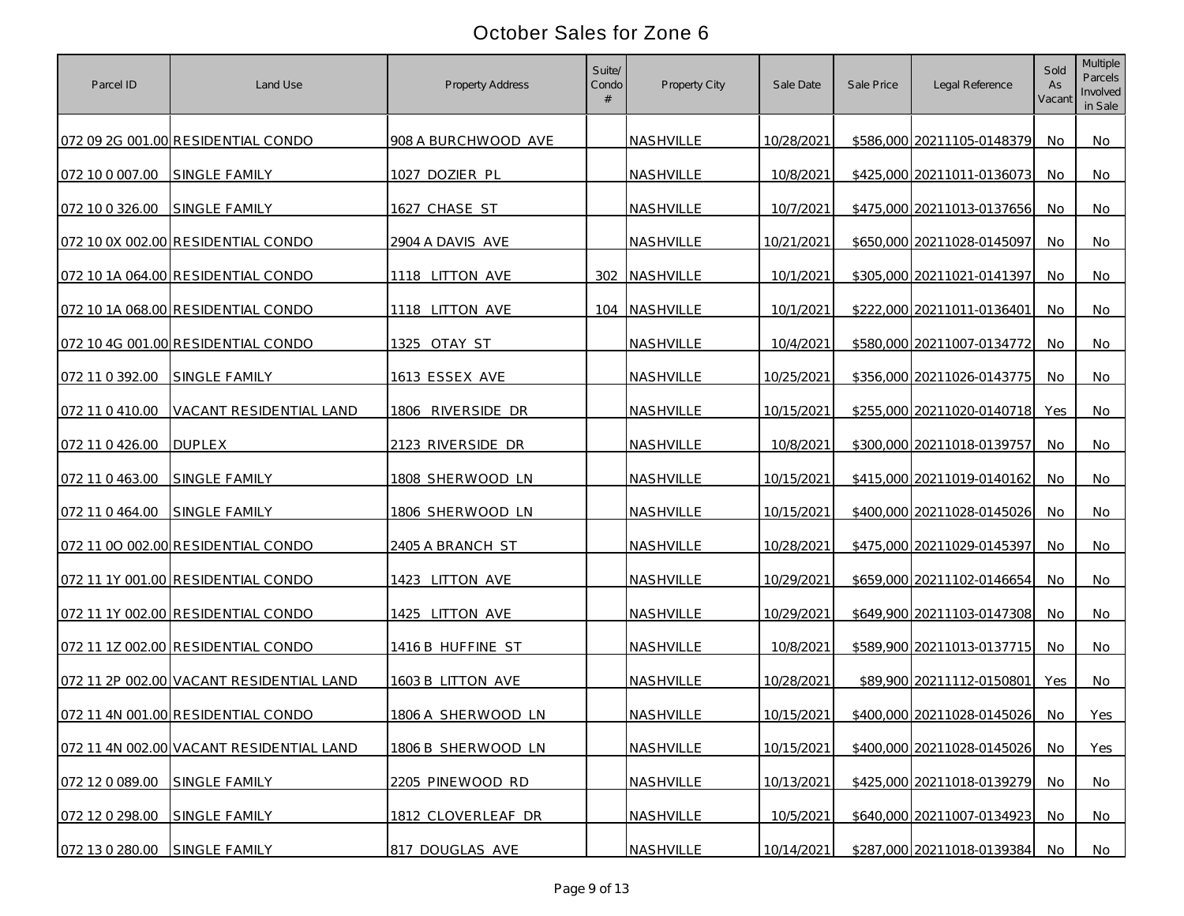# October Sales for Zone 6

| Parcel ID | Land Use | Property Address | Suite/ Condo # | Property City | Sale Date | Sale Price | Legal Reference | Sold As Vacant | Multiple Parcels Involved in Sale |
|---|---|---|---|---|---|---|---|---|---|
| 072 09 2G 001.00 | RESIDENTIAL CONDO | 908 A BURCHWOOD AVE | | NASHVILLE | 10/28/2021 | $586,000 | 20211105-0148379 | No | No |
| 072 10 0 007.00 | SINGLE FAMILY | 1027 DOZIER PL | | NASHVILLE | 10/8/2021 | $425,000 | 20211011-0136073 | No | No |
| 072 10 0 326.00 | SINGLE FAMILY | 1627 CHASE ST | | NASHVILLE | 10/7/2021 | $475,000 | 20211013-0137656 | No | No |
| 072 10 0X 002.00 | RESIDENTIAL CONDO | 2904 A DAVIS AVE | | NASHVILLE | 10/21/2021 | $650,000 | 20211028-0145097 | No | No |
| 072 10 1A 064.00 | RESIDENTIAL CONDO | 1118 LITTON AVE | 302 | NASHVILLE | 10/1/2021 | $305,000 | 20211021-0141397 | No | No |
| 072 10 1A 068.00 | RESIDENTIAL CONDO | 1118 LITTON AVE | 104 | NASHVILLE | 10/1/2021 | $222,000 | 20211011-0136401 | No | No |
| 072 10 4G 001.00 | RESIDENTIAL CONDO | 1325 OTAY ST | | NASHVILLE | 10/4/2021 | $580,000 | 20211007-0134772 | No | No |
| 072 11 0 392.00 | SINGLE FAMILY | 1613 ESSEX AVE | | NASHVILLE | 10/25/2021 | $356,000 | 20211026-0143775 | No | No |
| 072 11 0 410.00 | VACANT RESIDENTIAL LAND | 1806 RIVERSIDE DR | | NASHVILLE | 10/15/2021 | $255,000 | 20211020-0140718 | Yes | No |
| 072 11 0 426.00 | DUPLEX | 2123 RIVERSIDE DR | | NASHVILLE | 10/8/2021 | $300,000 | 20211018-0139757 | No | No |
| 072 11 0 463.00 | SINGLE FAMILY | 1808 SHERWOOD LN | | NASHVILLE | 10/15/2021 | $415,000 | 20211019-0140162 | No | No |
| 072 11 0 464.00 | SINGLE FAMILY | 1806 SHERWOOD LN | | NASHVILLE | 10/15/2021 | $400,000 | 20211028-0145026 | No | No |
| 072 11 0O 002.00 | RESIDENTIAL CONDO | 2405 A BRANCH ST | | NASHVILLE | 10/28/2021 | $475,000 | 20211029-0145397 | No | No |
| 072 11 1Y 001.00 | RESIDENTIAL CONDO | 1423 LITTON AVE | | NASHVILLE | 10/29/2021 | $659,000 | 20211102-0146654 | No | No |
| 072 11 1Y 002.00 | RESIDENTIAL CONDO | 1425 LITTON AVE | | NASHVILLE | 10/29/2021 | $649,900 | 20211103-0147308 | No | No |
| 072 11 1Z 002.00 | RESIDENTIAL CONDO | 1416 B HUFFINE ST | | NASHVILLE | 10/8/2021 | $589,900 | 20211013-0137715 | No | No |
| 072 11 2P 002.00 | VACANT RESIDENTIAL LAND | 1603 B LITTON AVE | | NASHVILLE | 10/28/2021 | $89,900 | 20211112-0150801 | Yes | No |
| 072 11 4N 001.00 | RESIDENTIAL CONDO | 1806 A SHERWOOD LN | | NASHVILLE | 10/15/2021 | $400,000 | 20211028-0145026 | No | Yes |
| 072 11 4N 002.00 | VACANT RESIDENTIAL LAND | 1806 B SHERWOOD LN | | NASHVILLE | 10/15/2021 | $400,000 | 20211028-0145026 | No | Yes |
| 072 12 0 089.00 | SINGLE FAMILY | 2205 PINEWOOD RD | | NASHVILLE | 10/13/2021 | $425,000 | 20211018-0139279 | No | No |
| 072 12 0 298.00 | SINGLE FAMILY | 1812 CLOVERLEAF DR | | NASHVILLE | 10/5/2021 | $640,000 | 20211007-0134923 | No | No |
| 072 13 0 280.00 | SINGLE FAMILY | 817 DOUGLAS AVE | | NASHVILLE | 10/14/2021 | $287,000 | 20211018-0139384 | No | No |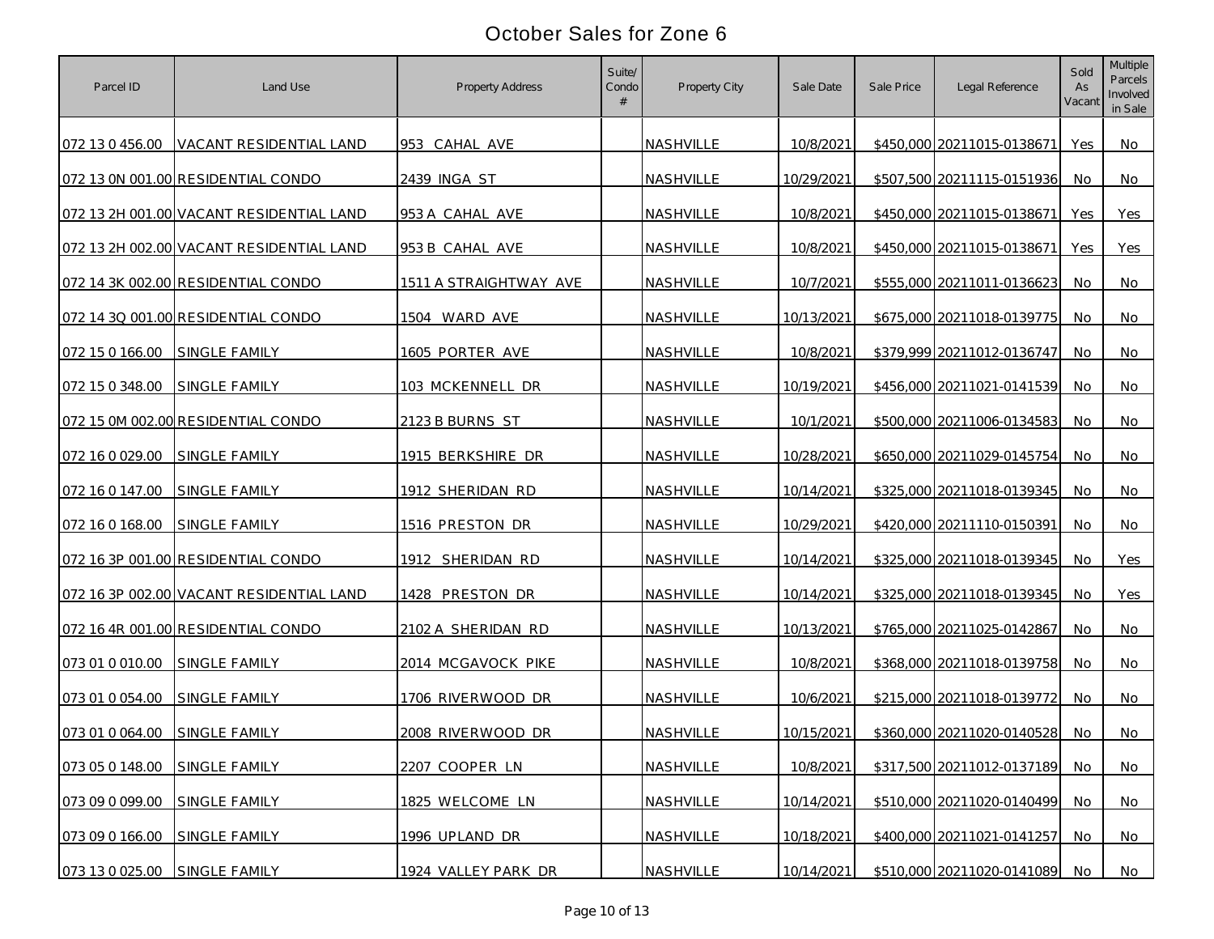# October Sales for Zone 6

| Parcel ID | Land Use | Property Address | Suite/ Condo # | Property City | Sale Date | Sale Price | Legal Reference | Sold As Vacant | Multiple Parcels Involved in Sale |
|---|---|---|---|---|---|---|---|---|---|
| 072 13 0 456.00 | VACANT RESIDENTIAL LAND | 953 CAHAL AVE | | NASHVILLE | 10/8/2021 | $450,000 | 20211015-0138671 | Yes | No |
| 072 13 0N 001.00 | RESIDENTIAL CONDO | 2439 INGA ST | | NASHVILLE | 10/29/2021 | $507,500 | 20211115-0151936 | No | No |
| 072 13 2H 001.00 | VACANT RESIDENTIAL LAND | 953 A CAHAL AVE | | NASHVILLE | 10/8/2021 | $450,000 | 20211015-0138671 | Yes | Yes |
| 072 13 2H 002.00 | VACANT RESIDENTIAL LAND | 953 B CAHAL AVE | | NASHVILLE | 10/8/2021 | $450,000 | 20211015-0138671 | Yes | Yes |
| 072 14 3K 002.00 | RESIDENTIAL CONDO | 1511 A STRAIGHTWAY AVE | | NASHVILLE | 10/7/2021 | $555,000 | 20211011-0136623 | No | No |
| 072 14 3Q 001.00 | RESIDENTIAL CONDO | 1504 WARD AVE | | NASHVILLE | 10/13/2021 | $675,000 | 20211018-0139775 | No | No |
| 072 15 0 166.00 | SINGLE FAMILY | 1605 PORTER AVE | | NASHVILLE | 10/8/2021 | $379,999 | 20211012-0136747 | No | No |
| 072 15 0 348.00 | SINGLE FAMILY | 103 MCKENNELL DR | | NASHVILLE | 10/19/2021 | $456,000 | 20211021-0141539 | No | No |
| 072 15 0M 002.00 | RESIDENTIAL CONDO | 2123 B BURNS ST | | NASHVILLE | 10/1/2021 | $500,000 | 20211006-0134583 | No | No |
| 072 16 0 029.00 | SINGLE FAMILY | 1915 BERKSHIRE DR | | NASHVILLE | 10/28/2021 | $650,000 | 20211029-0145754 | No | No |
| 072 16 0 147.00 | SINGLE FAMILY | 1912 SHERIDAN RD | | NASHVILLE | 10/14/2021 | $325,000 | 20211018-0139345 | No | No |
| 072 16 0 168.00 | SINGLE FAMILY | 1516 PRESTON DR | | NASHVILLE | 10/29/2021 | $420,000 | 20211110-0150391 | No | No |
| 072 16 3P 001.00 | RESIDENTIAL CONDO | 1912 SHERIDAN RD | | NASHVILLE | 10/14/2021 | $325,000 | 20211018-0139345 | No | Yes |
| 072 16 3P 002.00 | VACANT RESIDENTIAL LAND | 1428 PRESTON DR | | NASHVILLE | 10/14/2021 | $325,000 | 20211018-0139345 | No | Yes |
| 072 16 4R 001.00 | RESIDENTIAL CONDO | 2102 A SHERIDAN RD | | NASHVILLE | 10/13/2021 | $765,000 | 20211025-0142867 | No | No |
| 073 01 0 010.00 | SINGLE FAMILY | 2014 MCGAVOCK PIKE | | NASHVILLE | 10/8/2021 | $368,000 | 20211018-0139758 | No | No |
| 073 01 0 054.00 | SINGLE FAMILY | 1706 RIVERWOOD DR | | NASHVILLE | 10/6/2021 | $215,000 | 20211018-0139772 | No | No |
| 073 01 0 064.00 | SINGLE FAMILY | 2008 RIVERWOOD DR | | NASHVILLE | 10/15/2021 | $360,000 | 20211020-0140528 | No | No |
| 073 05 0 148.00 | SINGLE FAMILY | 2207 COOPER LN | | NASHVILLE | 10/8/2021 | $317,500 | 20211012-0137189 | No | No |
| 073 09 0 099.00 | SINGLE FAMILY | 1825 WELCOME LN | | NASHVILLE | 10/14/2021 | $510,000 | 20211020-0140499 | No | No |
| 073 09 0 166.00 | SINGLE FAMILY | 1996 UPLAND DR | | NASHVILLE | 10/18/2021 | $400,000 | 20211021-0141257 | No | No |
| 073 13 0 025.00 | SINGLE FAMILY | 1924 VALLEY PARK DR | | NASHVILLE | 10/14/2021 | $510,000 | 20211020-0141089 | No | No |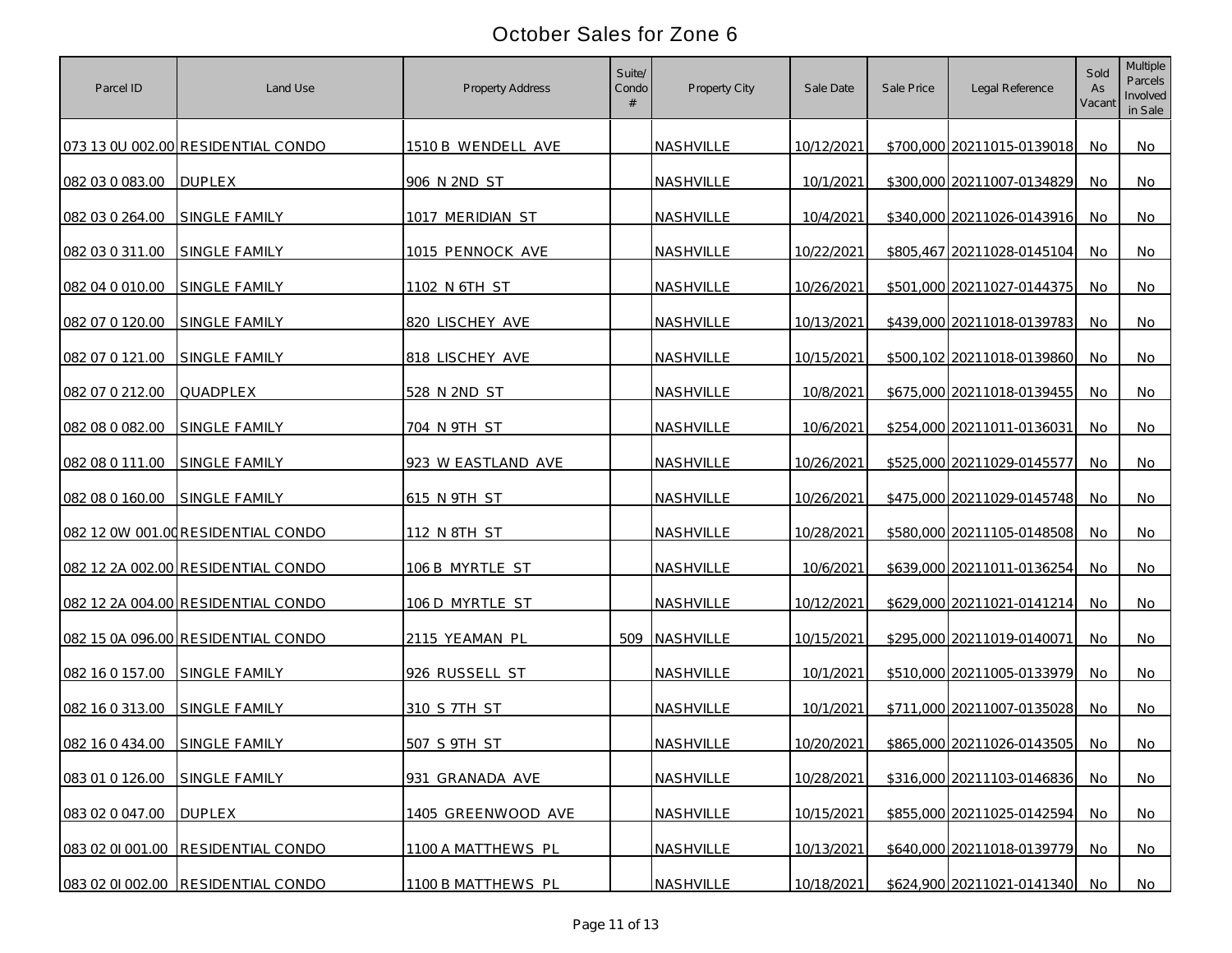# October Sales for Zone 6

| Parcel ID | Land Use | Property Address | Suite/ Condo # | Property City | Sale Date | Sale Price | Legal Reference | Sold As Vacant | Multiple Parcels Involved in Sale |
|---|---|---|---|---|---|---|---|---|---|
| 073 13 0U 002.00 | RESIDENTIAL CONDO | 1510 B WENDELL AVE | | NASHVILLE | 10/12/2021 | $700,000 | 20211015-0139018 | No | No |
| 082 03 0 083.00 | DUPLEX | 906 N 2ND ST | | NASHVILLE | 10/1/2021 | $300,000 | 20211007-0134829 | No | No |
| 082 03 0 264.00 | SINGLE FAMILY | 1017 MERIDIAN ST | | NASHVILLE | 10/4/2021 | $340,000 | 20211026-0143916 | No | No |
| 082 03 0 311.00 | SINGLE FAMILY | 1015 PENNOCK AVE | | NASHVILLE | 10/22/2021 | $805,467 | 20211028-0145104 | No | No |
| 082 04 0 010.00 | SINGLE FAMILY | 1102 N 6TH ST | | NASHVILLE | 10/26/2021 | $501,000 | 20211027-0144375 | No | No |
| 082 07 0 120.00 | SINGLE FAMILY | 820 LISCHEY AVE | | NASHVILLE | 10/13/2021 | $439,000 | 20211018-0139783 | No | No |
| 082 07 0 121.00 | SINGLE FAMILY | 818 LISCHEY AVE | | NASHVILLE | 10/15/2021 | $500,102 | 20211018-0139860 | No | No |
| 082 07 0 212.00 | QUADPLEX | 528 N 2ND ST | | NASHVILLE | 10/8/2021 | $675,000 | 20211018-0139455 | No | No |
| 082 08 0 082.00 | SINGLE FAMILY | 704 N 9TH ST | | NASHVILLE | 10/6/2021 | $254,000 | 20211011-0136031 | No | No |
| 082 08 0 111.00 | SINGLE FAMILY | 923 W EASTLAND AVE | | NASHVILLE | 10/26/2021 | $525,000 | 20211029-0145577 | No | No |
| 082 08 0 160.00 | SINGLE FAMILY | 615 N 9TH ST | | NASHVILLE | 10/26/2021 | $475,000 | 20211029-0145748 | No | No |
| 082 12 0W 001.00 | RESIDENTIAL CONDO | 112 N 8TH ST | | NASHVILLE | 10/28/2021 | $580,000 | 20211105-0148508 | No | No |
| 082 12 2A 002.00 | RESIDENTIAL CONDO | 106 B MYRTLE ST | | NASHVILLE | 10/6/2021 | $639,000 | 20211011-0136254 | No | No |
| 082 12 2A 004.00 | RESIDENTIAL CONDO | 106 D MYRTLE ST | | NASHVILLE | 10/12/2021 | $629,000 | 20211021-0141214 | No | No |
| 082 15 0A 096.00 | RESIDENTIAL CONDO | 2115 YEAMAN PL | 509 | NASHVILLE | 10/15/2021 | $295,000 | 20211019-0140071 | No | No |
| 082 16 0 157.00 | SINGLE FAMILY | 926 RUSSELL ST | | NASHVILLE | 10/1/2021 | $510,000 | 20211005-0133979 | No | No |
| 082 16 0 313.00 | SINGLE FAMILY | 310 S 7TH ST | | NASHVILLE | 10/1/2021 | $711,000 | 20211007-0135028 | No | No |
| 082 16 0 434.00 | SINGLE FAMILY | 507 S 9TH ST | | NASHVILLE | 10/20/2021 | $865,000 | 20211026-0143505 | No | No |
| 083 01 0 126.00 | SINGLE FAMILY | 931 GRANADA AVE | | NASHVILLE | 10/28/2021 | $316,000 | 20211103-0146836 | No | No |
| 083 02 0 047.00 | DUPLEX | 1405 GREENWOOD AVE | | NASHVILLE | 10/15/2021 | $855,000 | 20211025-0142594 | No | No |
| 083 02 0I 001.00 | RESIDENTIAL CONDO | 1100 A MATTHEWS PL | | NASHVILLE | 10/13/2021 | $640,000 | 20211018-0139779 | No | No |
| 083 02 0I 002.00 | RESIDENTIAL CONDO | 1100 B MATTHEWS PL | | NASHVILLE | 10/18/2021 | $624,900 | 20211021-0141340 | No | No |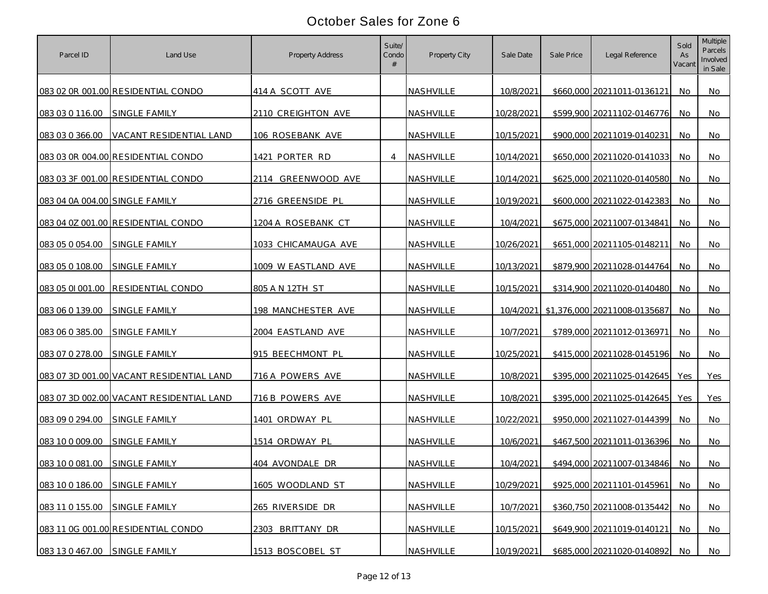# October Sales for Zone 6

| Parcel ID | Land Use | Property Address | Suite/ Condo # | Property City | Sale Date | Sale Price | Legal Reference | Sold As Vacant | Multiple Parcels Involved in Sale |
|---|---|---|---|---|---|---|---|---|---|
| 083 02 0R 001.00 | RESIDENTIAL CONDO | 414 A SCOTT AVE | | NASHVILLE | 10/8/2021 | $660,000 | 20211011-0136121 | No | No |
| 083 03 0 116.00 | SINGLE FAMILY | 2110 CREIGHTON AVE | | NASHVILLE | 10/28/2021 | $599,900 | 20211102-0146776 | No | No |
| 083 03 0 366.00 | VACANT RESIDENTIAL LAND | 106 ROSEBANK AVE | | NASHVILLE | 10/15/2021 | $900,000 | 20211019-0140231 | No | No |
| 083 03 0R 004.00 | RESIDENTIAL CONDO | 1421 PORTER RD | 4 | NASHVILLE | 10/14/2021 | $650,000 | 20211020-0141033 | No | No |
| 083 03 3F 001.00 | RESIDENTIAL CONDO | 2114 GREENWOOD AVE | | NASHVILLE | 10/14/2021 | $625,000 | 20211020-0140580 | No | No |
| 083 04 0A 004.00 | SINGLE FAMILY | 2716 GREENSIDE PL | | NASHVILLE | 10/19/2021 | $600,000 | 20211022-0142383 | No | No |
| 083 04 0Z 001.00 | RESIDENTIAL CONDO | 1204 A ROSEBANK CT | | NASHVILLE | 10/4/2021 | $675,000 | 20211007-0134841 | No | No |
| 083 05 0 054.00 | SINGLE FAMILY | 1033 CHICAMAUGA AVE | | NASHVILLE | 10/26/2021 | $651,000 | 20211105-0148211 | No | No |
| 083 05 0 108.00 | SINGLE FAMILY | 1009 W EASTLAND AVE | | NASHVILLE | 10/13/2021 | $879,900 | 20211028-0144764 | No | No |
| 083 05 0I 001.00 | RESIDENTIAL CONDO | 805 A N 12TH ST | | NASHVILLE | 10/15/2021 | $314,900 | 20211020-0140480 | No | No |
| 083 06 0 139.00 | SINGLE FAMILY | 198 MANCHESTER AVE | | NASHVILLE | 10/4/2021 | $1,376,000 | 20211008-0135687 | No | No |
| 083 06 0 385.00 | SINGLE FAMILY | 2004 EASTLAND AVE | | NASHVILLE | 10/7/2021 | $789,000 | 20211012-0136971 | No | No |
| 083 07 0 278.00 | SINGLE FAMILY | 915 BEECHMONT PL | | NASHVILLE | 10/25/2021 | $415,000 | 20211028-0145196 | No | No |
| 083 07 3D 001.00 | VACANT RESIDENTIAL LAND | 716 A POWERS AVE | | NASHVILLE | 10/8/2021 | $395,000 | 20211025-0142645 | Yes | Yes |
| 083 07 3D 002.00 | VACANT RESIDENTIAL LAND | 716 B POWERS AVE | | NASHVILLE | 10/8/2021 | $395,000 | 20211025-0142645 | Yes | Yes |
| 083 09 0 294.00 | SINGLE FAMILY | 1401 ORDWAY PL | | NASHVILLE | 10/22/2021 | $950,000 | 20211027-0144399 | No | No |
| 083 10 0 009.00 | SINGLE FAMILY | 1514 ORDWAY PL | | NASHVILLE | 10/6/2021 | $467,500 | 20211011-0136396 | No | No |
| 083 10 0 081.00 | SINGLE FAMILY | 404 AVONDALE DR | | NASHVILLE | 10/4/2021 | $494,000 | 20211007-0134846 | No | No |
| 083 10 0 186.00 | SINGLE FAMILY | 1605 WOODLAND ST | | NASHVILLE | 10/29/2021 | $925,000 | 20211101-0145961 | No | No |
| 083 11 0 155.00 | SINGLE FAMILY | 265 RIVERSIDE DR | | NASHVILLE | 10/7/2021 | $360,750 | 20211008-0135442 | No | No |
| 083 11 0G 001.00 | RESIDENTIAL CONDO | 2303 BRITTANY DR | | NASHVILLE | 10/15/2021 | $649,900 | 20211019-0140121 | No | No |
| 083 13 0 467.00 | SINGLE FAMILY | 1513 BOSCOBEL ST | | NASHVILLE | 10/19/2021 | $685,000 | 20211020-0140892 | No | No |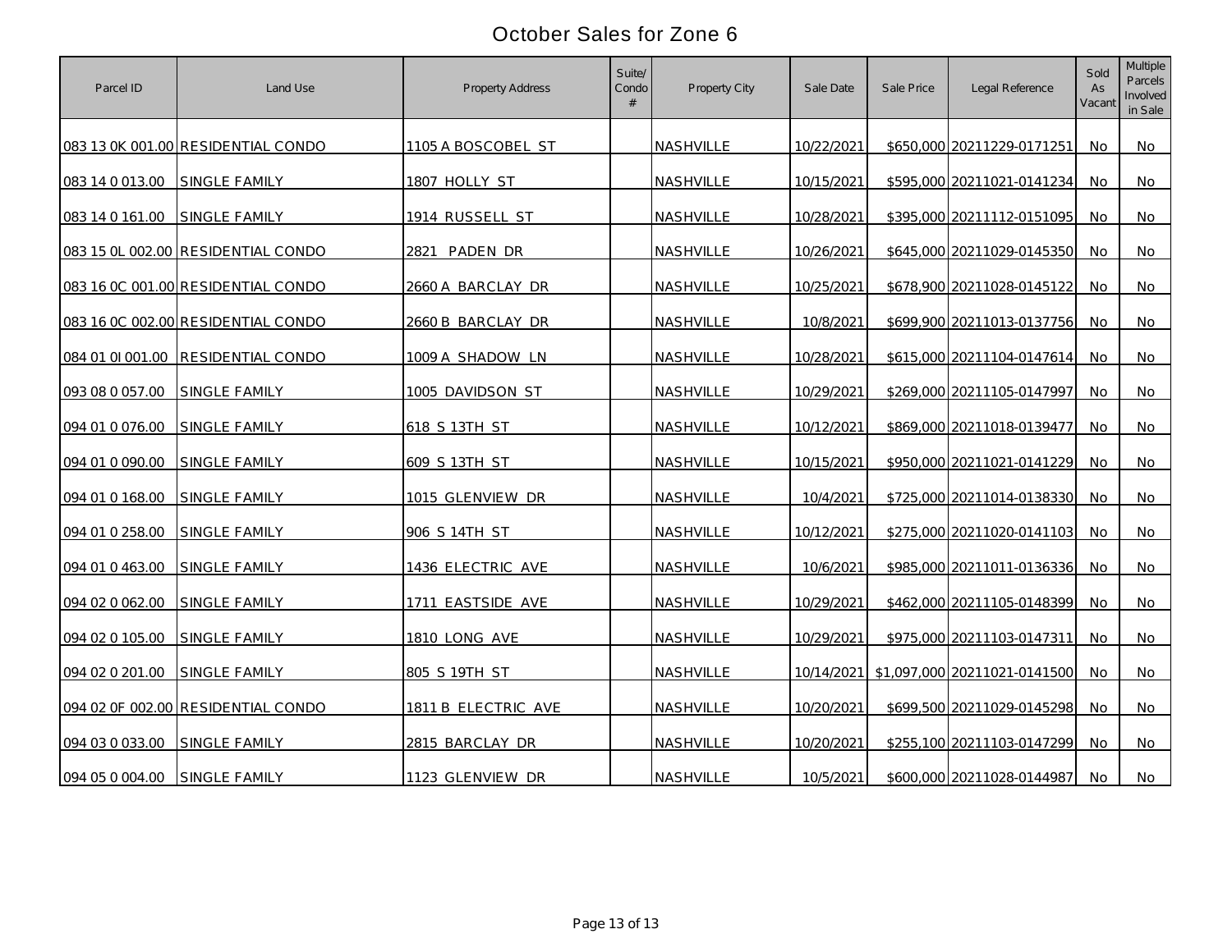# October Sales for Zone 6

| Parcel ID | Land Use | Property Address | Suite/ Condo # | Property City | Sale Date | Sale Price | Legal Reference | Sold As Vacant | Multiple Parcels Involved in Sale |
|---|---|---|---|---|---|---|---|---|---|
| 083 13 0K 001.00 | RESIDENTIAL CONDO | 1105 A BOSCOBEL ST | | NASHVILLE | 10/22/2021 | $650,000 | 20211229-0171251 | No | No |
| 083 14 0 013.00 | SINGLE FAMILY | 1807 HOLLY ST | | NASHVILLE | 10/15/2021 | $595,000 | 20211021-0141234 | No | No |
| 083 14 0 161.00 | SINGLE FAMILY | 1914 RUSSELL ST | | NASHVILLE | 10/28/2021 | $395,000 | 20211112-0151095 | No | No |
| 083 15 0L 002.00 | RESIDENTIAL CONDO | 2821 PADEN DR | | NASHVILLE | 10/26/2021 | $645,000 | 20211029-0145350 | No | No |
| 083 16 0C 001.00 | RESIDENTIAL CONDO | 2660 A BARCLAY DR | | NASHVILLE | 10/25/2021 | $678,900 | 20211028-0145122 | No | No |
| 083 16 0C 002.00 | RESIDENTIAL CONDO | 2660 B BARCLAY DR | | NASHVILLE | 10/8/2021 | $699,900 | 20211013-0137756 | No | No |
| 084 01 0I 001.00 | RESIDENTIAL CONDO | 1009 A SHADOW LN | | NASHVILLE | 10/28/2021 | $615,000 | 20211104-0147614 | No | No |
| 093 08 0 057.00 | SINGLE FAMILY | 1005 DAVIDSON ST | | NASHVILLE | 10/29/2021 | $269,000 | 20211105-0147997 | No | No |
| 094 01 0 076.00 | SINGLE FAMILY | 618 S 13TH ST | | NASHVILLE | 10/12/2021 | $869,000 | 20211018-0139477 | No | No |
| 094 01 0 090.00 | SINGLE FAMILY | 609 S 13TH ST | | NASHVILLE | 10/15/2021 | $950,000 | 20211021-0141229 | No | No |
| 094 01 0 168.00 | SINGLE FAMILY | 1015 GLENVIEW DR | | NASHVILLE | 10/4/2021 | $725,000 | 20211014-0138330 | No | No |
| 094 01 0 258.00 | SINGLE FAMILY | 906 S 14TH ST | | NASHVILLE | 10/12/2021 | $275,000 | 20211020-0141103 | No | No |
| 094 01 0 463.00 | SINGLE FAMILY | 1436 ELECTRIC AVE | | NASHVILLE | 10/6/2021 | $985,000 | 20211011-0136336 | No | No |
| 094 02 0 062.00 | SINGLE FAMILY | 1711 EASTSIDE AVE | | NASHVILLE | 10/29/2021 | $462,000 | 20211105-0148399 | No | No |
| 094 02 0 105.00 | SINGLE FAMILY | 1810 LONG AVE | | NASHVILLE | 10/29/2021 | $975,000 | 20211103-0147311 | No | No |
| 094 02 0 201.00 | SINGLE FAMILY | 805 S 19TH ST | | NASHVILLE | 10/14/2021 | $1,097,000 | 20211021-0141500 | No | No |
| 094 02 0F 002.00 | RESIDENTIAL CONDO | 1811 B ELECTRIC AVE | | NASHVILLE | 10/20/2021 | $699,500 | 20211029-0145298 | No | No |
| 094 03 0 033.00 | SINGLE FAMILY | 2815 BARCLAY DR | | NASHVILLE | 10/20/2021 | $255,100 | 20211103-0147299 | No | No |
| 094 05 0 004.00 | SINGLE FAMILY | 1123 GLENVIEW DR | | NASHVILLE | 10/5/2021 | $600,000 | 20211028-0144987 | No | No |